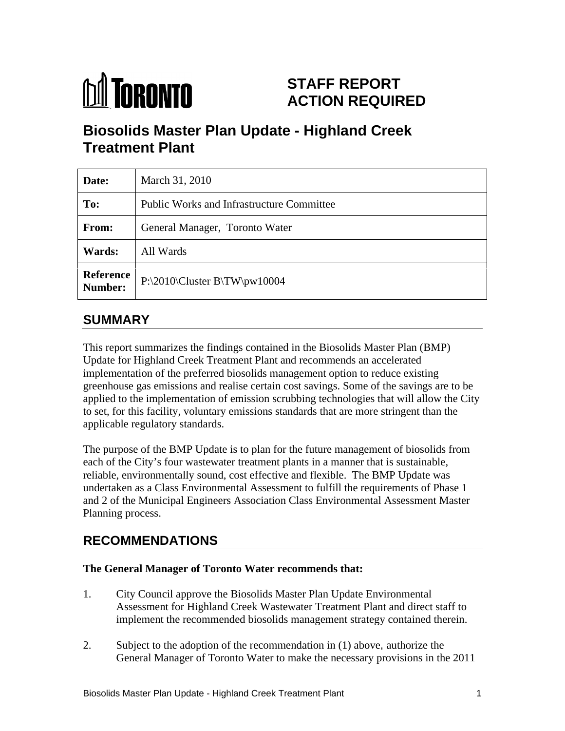**TORONTO**

# STAFF REPORT ACTION REQUIRED

# Biosolids Master Plan Update - Highland Creek Treatment Plant

| | |
|---|---|
| **Date:** | March 31, 2010 |
| **To:** | Public Works and Infrastructure Committee |
| **From:** | General Manager, Toronto Water |
| **Wards:** | All Wards |
| **Reference Number:** | P:\2010\Cluster B\TW\pw10004 |

## SUMMARY

This report summarizes the findings contained in the Biosolids Master Plan (BMP) Update for Highland Creek Treatment Plant and recommends an accelerated implementation of the preferred biosolids management option to reduce existing greenhouse gas emissions and realise certain cost savings. Some of the savings are to be applied to the implementation of emission scrubbing technologies that will allow the City to set, for this facility, voluntary emissions standards that are more stringent than the applicable regulatory standards.

The purpose of the BMP Update is to plan for the future management of biosolids from each of the City's four wastewater treatment plants in a manner that is sustainable, reliable, environmentally sound, cost effective and flexible. The BMP Update was undertaken as a Class Environmental Assessment to fulfill the requirements of Phase 1 and 2 of the Municipal Engineers Association Class Environmental Assessment Master Planning process.

## RECOMMENDATIONS

**The General Manager of Toronto Water recommends that:**

1. City Council approve the Biosolids Master Plan Update Environmental Assessment for Highland Creek Wastewater Treatment Plant and direct staff to implement the recommended biosolids management strategy contained therein.

2. Subject to the adoption of the recommendation in (1) above, authorize the General Manager of Toronto Water to make the necessary provisions in the 2011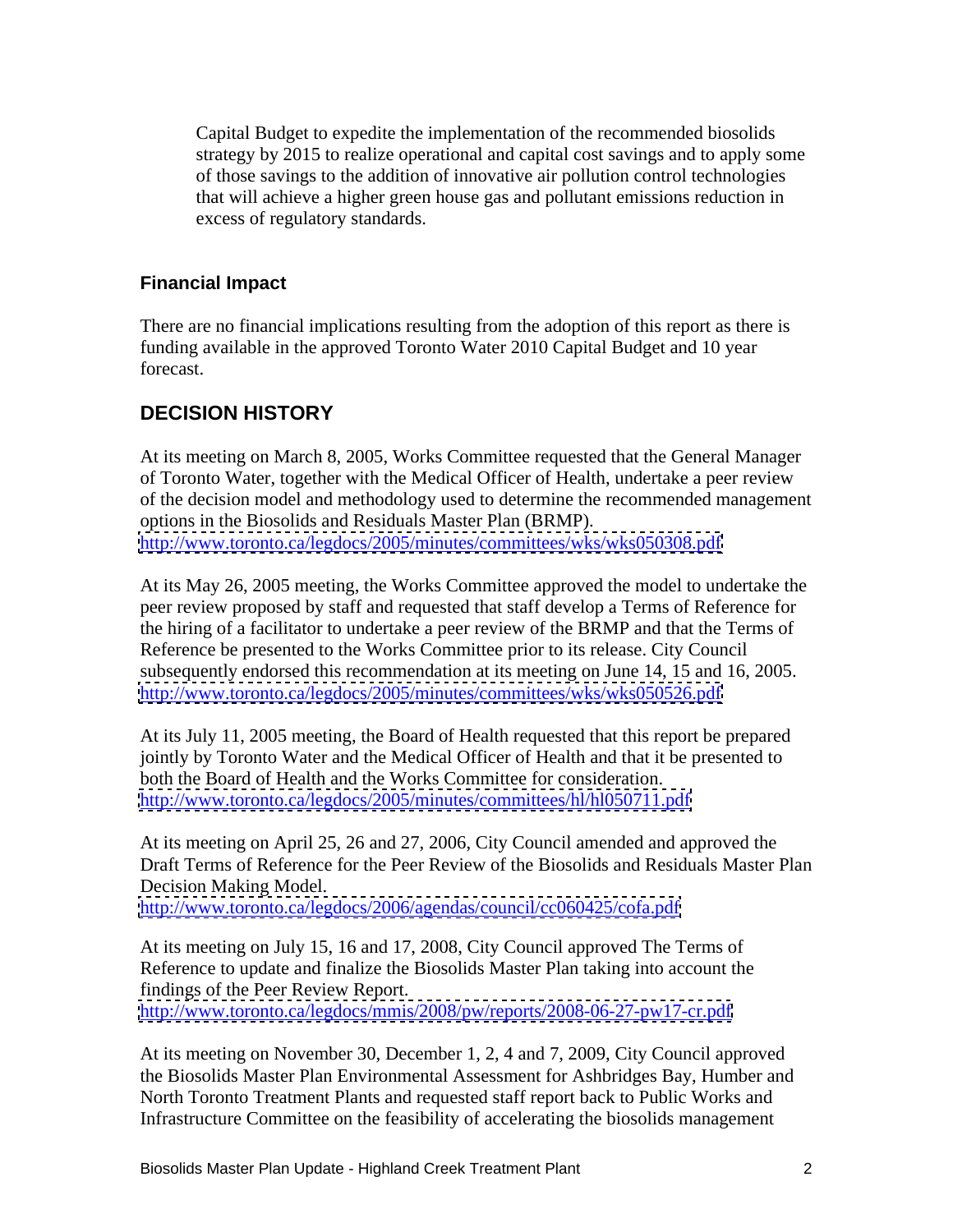Capital Budget to expedite the implementation of the recommended biosolids strategy by 2015 to realize operational and capital cost savings and to apply some of those savings to the addition of innovative air pollution control technologies that will achieve a higher green house gas and pollutant emissions reduction in excess of regulatory standards.

### Financial Impact

There are no financial implications resulting from the adoption of this report as there is funding available in the approved Toronto Water 2010 Capital Budget and 10 year forecast.

## DECISION HISTORY

At its meeting on March 8, 2005, Works Committee requested that the General Manager of Toronto Water, together with the Medical Officer of Health, undertake a peer review of the decision model and methodology used to determine the recommended management options in the Biosolids and Residuals Master Plan (BRMP).
http://www.toronto.ca/legdocs/2005/minutes/committees/wks/wks050308.pdf

At its May 26, 2005 meeting, the Works Committee approved the model to undertake the peer review proposed by staff and requested that staff develop a Terms of Reference for the hiring of a facilitator to undertake a peer review of the BRMP and that the Terms of Reference be presented to the Works Committee prior to its release. City Council subsequently endorsed this recommendation at its meeting on June 14, 15 and 16, 2005.
http://www.toronto.ca/legdocs/2005/minutes/committees/wks/wks050526.pdf

At its July 11, 2005 meeting, the Board of Health requested that this report be prepared jointly by Toronto Water and the Medical Officer of Health and that it be presented to both the Board of Health and the Works Committee for consideration.
http://www.toronto.ca/legdocs/2005/minutes/committees/hl/hl050711.pdf

At its meeting on April 25, 26 and 27, 2006, City Council amended and approved the Draft Terms of Reference for the Peer Review of the Biosolids and Residuals Master Plan Decision Making Model.
http://www.toronto.ca/legdocs/2006/agendas/council/cc060425/cofa.pdf

At its meeting on July 15, 16 and 17, 2008, City Council approved The Terms of Reference to update and finalize the Biosolids Master Plan taking into account the findings of the Peer Review Report.
http://www.toronto.ca/legdocs/mmis/2008/pw/reports/2008-06-27-pw17-cr.pdf

At its meeting on November 30, December 1, 2, 4 and 7, 2009, City Council approved the Biosolids Master Plan Environmental Assessment for Ashbridges Bay, Humber and North Toronto Treatment Plants and requested staff report back to Public Works and Infrastructure Committee on the feasibility of accelerating the biosolids management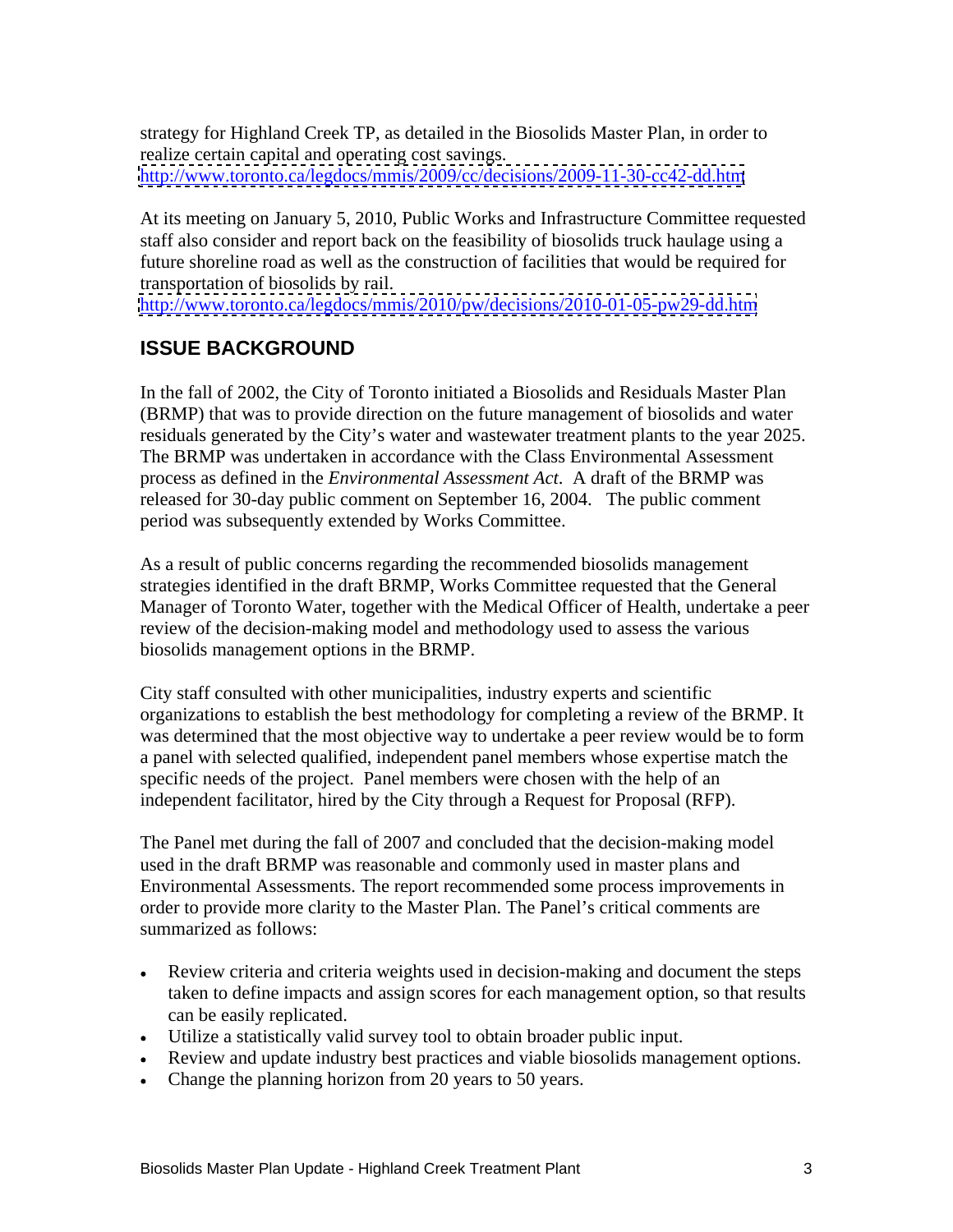strategy for Highland Creek TP, as detailed in the Biosolids Master Plan, in order to realize certain capital and operating cost savings.
http://www.toronto.ca/legdocs/mmis/2009/cc/decisions/2009-11-30-cc42-dd.htm

At its meeting on January 5, 2010, Public Works and Infrastructure Committee requested staff also consider and report back on the feasibility of biosolids truck haulage using a future shoreline road as well as the construction of facilities that would be required for transportation of biosolids by rail.
http://www.toronto.ca/legdocs/mmis/2010/pw/decisions/2010-01-05-pw29-dd.htm

## ISSUE BACKGROUND

In the fall of 2002, the City of Toronto initiated a Biosolids and Residuals Master Plan (BRMP) that was to provide direction on the future management of biosolids and water residuals generated by the City's water and wastewater treatment plants to the year 2025. The BRMP was undertaken in accordance with the Class Environmental Assessment process as defined in the *Environmental Assessment Act*. A draft of the BRMP was released for 30-day public comment on September 16, 2004. The public comment period was subsequently extended by Works Committee.

As a result of public concerns regarding the recommended biosolids management strategies identified in the draft BRMP, Works Committee requested that the General Manager of Toronto Water, together with the Medical Officer of Health, undertake a peer review of the decision-making model and methodology used to assess the various biosolids management options in the BRMP.

City staff consulted with other municipalities, industry experts and scientific organizations to establish the best methodology for completing a review of the BRMP. It was determined that the most objective way to undertake a peer review would be to form a panel with selected qualified, independent panel members whose expertise match the specific needs of the project. Panel members were chosen with the help of an independent facilitator, hired by the City through a Request for Proposal (RFP).

The Panel met during the fall of 2007 and concluded that the decision-making model used in the draft BRMP was reasonable and commonly used in master plans and Environmental Assessments. The report recommended some process improvements in order to provide more clarity to the Master Plan. The Panel's critical comments are summarized as follows:

- Review criteria and criteria weights used in decision-making and document the steps taken to define impacts and assign scores for each management option, so that results can be easily replicated.
- Utilize a statistically valid survey tool to obtain broader public input.
- Review and update industry best practices and viable biosolids management options.
- Change the planning horizon from 20 years to 50 years.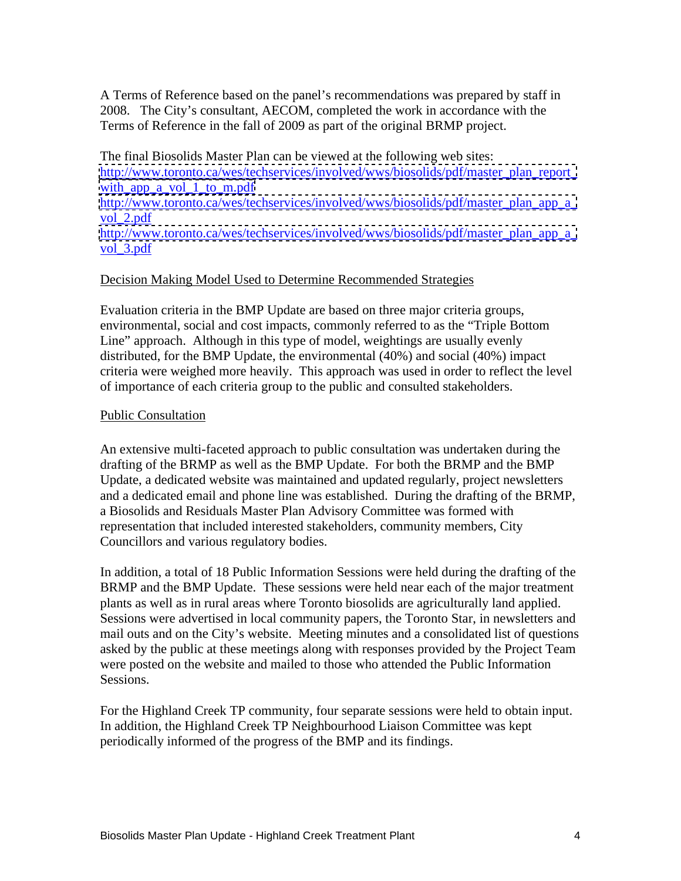A Terms of Reference based on the panel's recommendations was prepared by staff in 2008. The City's consultant, AECOM, completed the work in accordance with the Terms of Reference in the fall of 2009 as part of the original BRMP project.

The final Biosolids Master Plan can be viewed at the following web sites:
[http://www.toronto.ca/wes/techservices/involved/wws/biosolids/pdf/master_plan_report_with_app_a_vol_1_to_m.pdf](http://www.toronto.ca/wes/techservices/involved/wws/biosolids/pdf/master_plan_report_with_app_a_vol_1_to_m.pdf)
[http://www.toronto.ca/wes/techservices/involved/wws/biosolids/pdf/master_plan_app_a_vol_2.pdf](http://www.toronto.ca/wes/techservices/involved/wws/biosolids/pdf/master_plan_app_a_vol_2.pdf)
[http://www.toronto.ca/wes/techservices/involved/wws/biosolids/pdf/master_plan_app_a_vol_3.pdf](http://www.toronto.ca/wes/techservices/involved/wws/biosolids/pdf/master_plan_app_a_vol_3.pdf)

## Decision Making Model Used to Determine Recommended Strategies

Evaluation criteria in the BMP Update are based on three major criteria groups, environmental, social and cost impacts, commonly referred to as the "Triple Bottom Line" approach. Although in this type of model, weightings are usually evenly distributed, for the BMP Update, the environmental (40%) and social (40%) impact criteria were weighed more heavily. This approach was used in order to reflect the level of importance of each criteria group to the public and consulted stakeholders.

## Public Consultation

An extensive multi-faceted approach to public consultation was undertaken during the drafting of the BRMP as well as the BMP Update. For both the BRMP and the BMP Update, a dedicated website was maintained and updated regularly, project newsletters and a dedicated email and phone line was established. During the drafting of the BRMP, a Biosolids and Residuals Master Plan Advisory Committee was formed with representation that included interested stakeholders, community members, City Councillors and various regulatory bodies.

In addition, a total of 18 Public Information Sessions were held during the drafting of the BRMP and the BMP Update. These sessions were held near each of the major treatment plants as well as in rural areas where Toronto biosolids are agriculturally land applied. Sessions were advertised in local community papers, the Toronto Star, in newsletters and mail outs and on the City's website. Meeting minutes and a consolidated list of questions asked by the public at these meetings along with responses provided by the Project Team were posted on the website and mailed to those who attended the Public Information Sessions.

For the Highland Creek TP community, four separate sessions were held to obtain input. In addition, the Highland Creek TP Neighbourhood Liaison Committee was kept periodically informed of the progress of the BMP and its findings.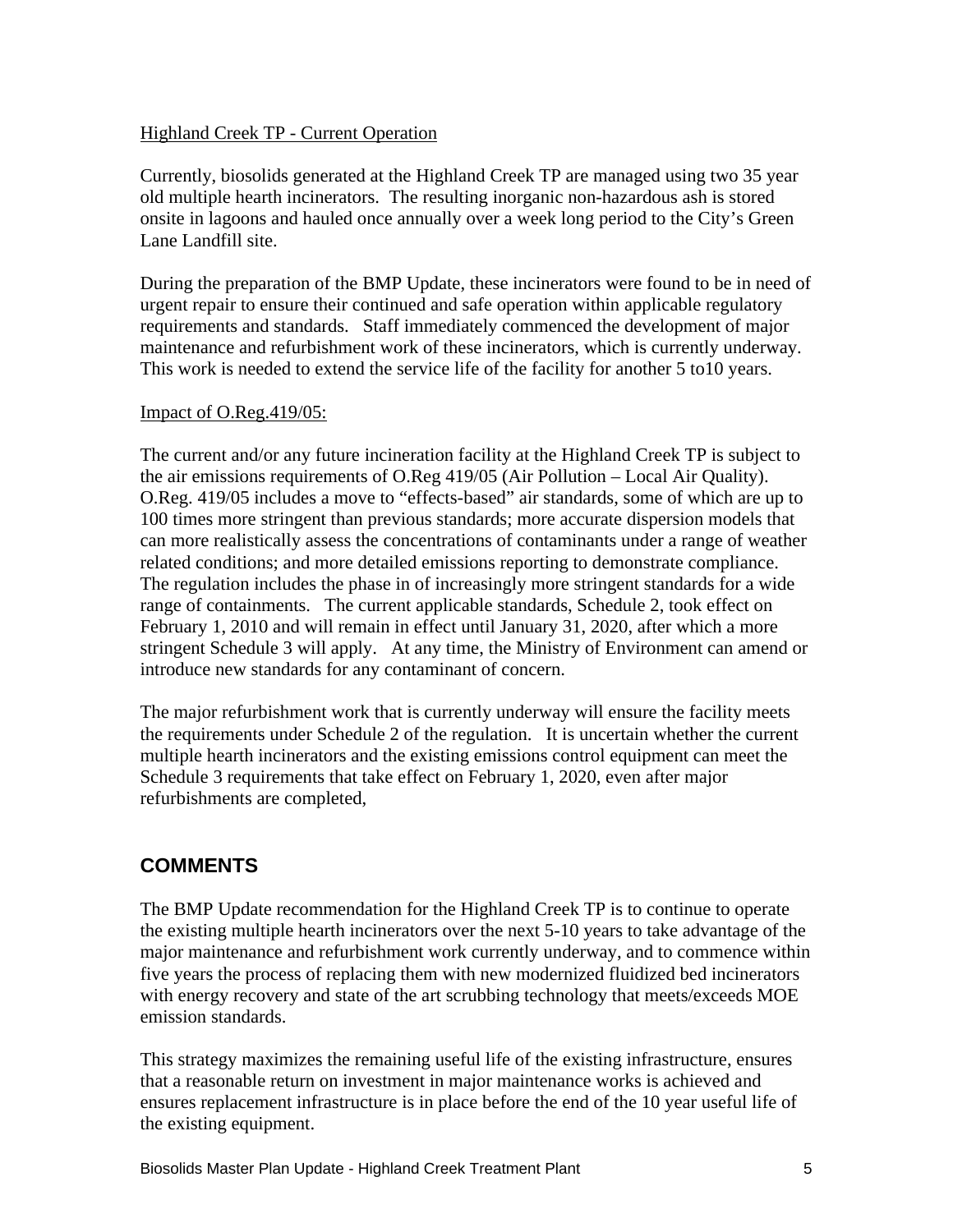Highland Creek TP - Current Operation

Currently, biosolids generated at the Highland Creek TP are managed using two 35 year old multiple hearth incinerators. The resulting inorganic non-hazardous ash is stored onsite in lagoons and hauled once annually over a week long period to the City's Green Lane Landfill site.

During the preparation of the BMP Update, these incinerators were found to be in need of urgent repair to ensure their continued and safe operation within applicable regulatory requirements and standards. Staff immediately commenced the development of major maintenance and refurbishment work of these incinerators, which is currently underway. This work is needed to extend the service life of the facility for another 5 to10 years.

Impact of O.Reg.419/05:

The current and/or any future incineration facility at the Highland Creek TP is subject to the air emissions requirements of O.Reg 419/05 (Air Pollution – Local Air Quality). O.Reg. 419/05 includes a move to "effects-based" air standards, some of which are up to 100 times more stringent than previous standards; more accurate dispersion models that can more realistically assess the concentrations of contaminants under a range of weather related conditions; and more detailed emissions reporting to demonstrate compliance. The regulation includes the phase in of increasingly more stringent standards for a wide range of containments. The current applicable standards, Schedule 2, took effect on February 1, 2010 and will remain in effect until January 31, 2020, after which a more stringent Schedule 3 will apply. At any time, the Ministry of Environment can amend or introduce new standards for any contaminant of concern.

The major refurbishment work that is currently underway will ensure the facility meets the requirements under Schedule 2 of the regulation. It is uncertain whether the current multiple hearth incinerators and the existing emissions control equipment can meet the Schedule 3 requirements that take effect on February 1, 2020, even after major refurbishments are completed,

## COMMENTS

The BMP Update recommendation for the Highland Creek TP is to continue to operate the existing multiple hearth incinerators over the next 5-10 years to take advantage of the major maintenance and refurbishment work currently underway, and to commence within five years the process of replacing them with new modernized fluidized bed incinerators with energy recovery and state of the art scrubbing technology that meets/exceeds MOE emission standards.

This strategy maximizes the remaining useful life of the existing infrastructure, ensures that a reasonable return on investment in major maintenance works is achieved and ensures replacement infrastructure is in place before the end of the 10 year useful life of the existing equipment.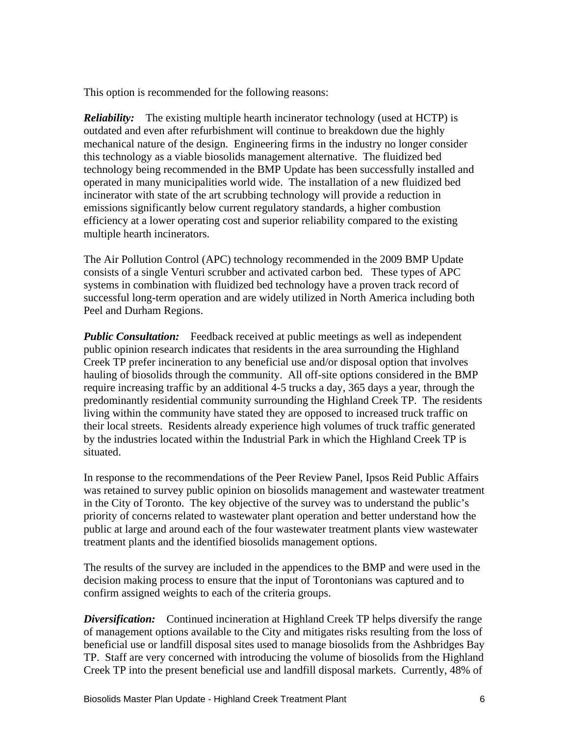This option is recommended for the following reasons:

***Reliability:*** The existing multiple hearth incinerator technology (used at HCTP) is outdated and even after refurbishment will continue to breakdown due the highly mechanical nature of the design. Engineering firms in the industry no longer consider this technology as a viable biosolids management alternative. The fluidized bed technology being recommended in the BMP Update has been successfully installed and operated in many municipalities world wide. The installation of a new fluidized bed incinerator with state of the art scrubbing technology will provide a reduction in emissions significantly below current regulatory standards, a higher combustion efficiency at a lower operating cost and superior reliability compared to the existing multiple hearth incinerators.

The Air Pollution Control (APC) technology recommended in the 2009 BMP Update consists of a single Venturi scrubber and activated carbon bed. These types of APC systems in combination with fluidized bed technology have a proven track record of successful long-term operation and are widely utilized in North America including both Peel and Durham Regions.

***Public Consultation:*** Feedback received at public meetings as well as independent public opinion research indicates that residents in the area surrounding the Highland Creek TP prefer incineration to any beneficial use and/or disposal option that involves hauling of biosolids through the community. All off-site options considered in the BMP require increasing traffic by an additional 4-5 trucks a day, 365 days a year, through the predominantly residential community surrounding the Highland Creek TP. The residents living within the community have stated they are opposed to increased truck traffic on their local streets. Residents already experience high volumes of truck traffic generated by the industries located within the Industrial Park in which the Highland Creek TP is situated.

In response to the recommendations of the Peer Review Panel, Ipsos Reid Public Affairs was retained to survey public opinion on biosolids management and wastewater treatment in the City of Toronto. The key objective of the survey was to understand the public's priority of concerns related to wastewater plant operation and better understand how the public at large and around each of the four wastewater treatment plants view wastewater treatment plants and the identified biosolids management options.

The results of the survey are included in the appendices to the BMP and were used in the decision making process to ensure that the input of Torontonians was captured and to confirm assigned weights to each of the criteria groups.

***Diversification:*** Continued incineration at Highland Creek TP helps diversify the range of management options available to the City and mitigates risks resulting from the loss of beneficial use or landfill disposal sites used to manage biosolids from the Ashbridges Bay TP. Staff are very concerned with introducing the volume of biosolids from the Highland Creek TP into the present beneficial use and landfill disposal markets. Currently, 48% of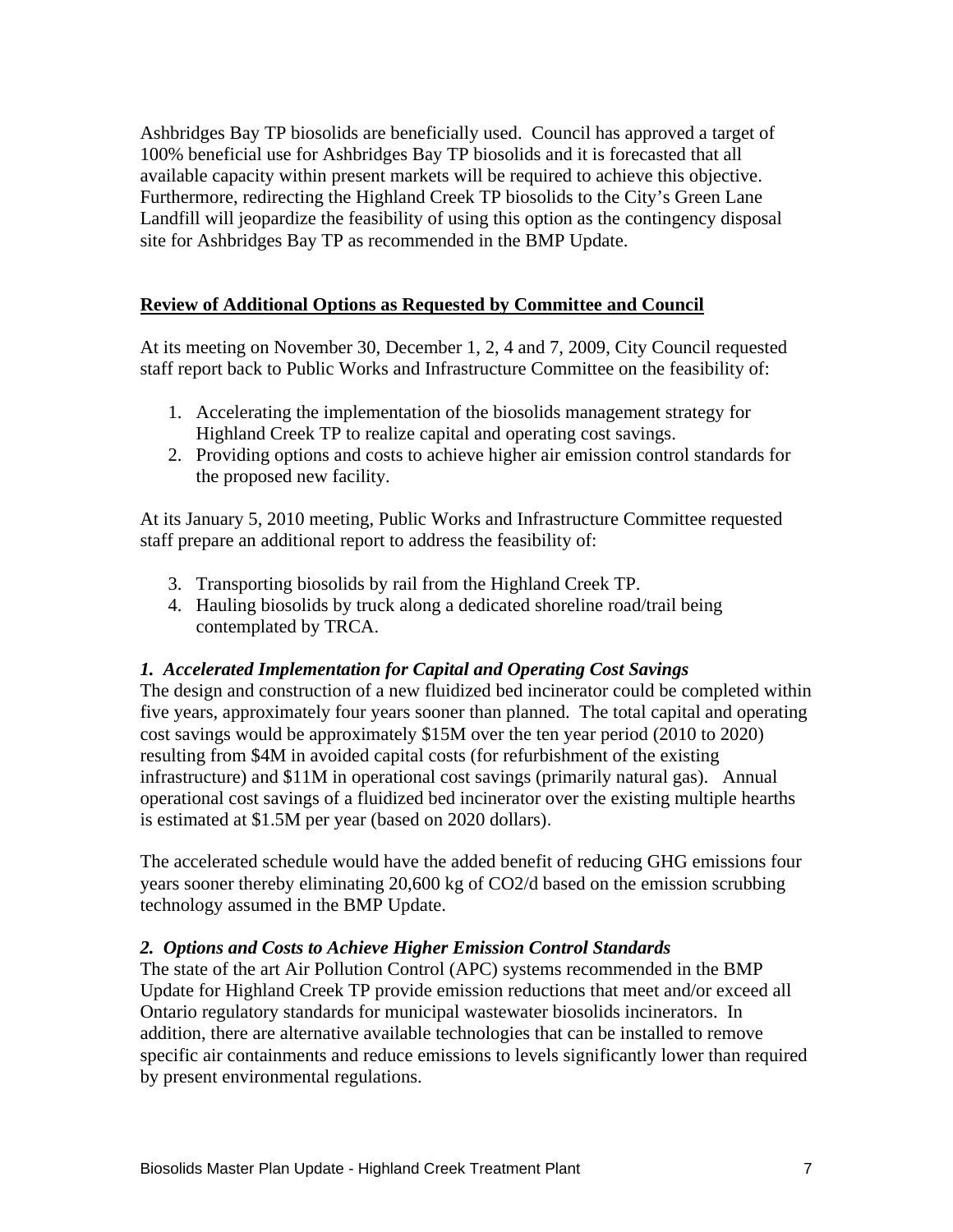Ashbridges Bay TP biosolids are beneficially used. Council has approved a target of 100% beneficial use for Ashbridges Bay TP biosolids and it is forecasted that all available capacity within present markets will be required to achieve this objective. Furthermore, redirecting the Highland Creek TP biosolids to the City's Green Lane Landfill will jeopardize the feasibility of using this option as the contingency disposal site for Ashbridges Bay TP as recommended in the BMP Update.

## Review of Additional Options as Requested by Committee and Council

At its meeting on November 30, December 1, 2, 4 and 7, 2009, City Council requested staff report back to Public Works and Infrastructure Committee on the feasibility of:

1. Accelerating the implementation of the biosolids management strategy for Highland Creek TP to realize capital and operating cost savings.
2. Providing options and costs to achieve higher air emission control standards for the proposed new facility.

At its January 5, 2010 meeting, Public Works and Infrastructure Committee requested staff prepare an additional report to address the feasibility of:

3. Transporting biosolids by rail from the Highland Creek TP.
4. Hauling biosolids by truck along a dedicated shoreline road/trail being contemplated by TRCA.

### *1. Accelerated Implementation for Capital and Operating Cost Savings*

The design and construction of a new fluidized bed incinerator could be completed within five years, approximately four years sooner than planned. The total capital and operating cost savings would be approximately \$15M over the ten year period (2010 to 2020) resulting from \$4M in avoided capital costs (for refurbishment of the existing infrastructure) and \$11M in operational cost savings (primarily natural gas). Annual operational cost savings of a fluidized bed incinerator over the existing multiple hearths is estimated at \$1.5M per year (based on 2020 dollars).

The accelerated schedule would have the added benefit of reducing GHG emissions four years sooner thereby eliminating 20,600 kg of $CO_2$/d based on the emission scrubbing technology assumed in the BMP Update.

### *2. Options and Costs to Achieve Higher Emission Control Standards*

The state of the art Air Pollution Control (APC) systems recommended in the BMP Update for Highland Creek TP provide emission reductions that meet and/or exceed all Ontario regulatory standards for municipal wastewater biosolids incinerators. In addition, there are alternative available technologies that can be installed to remove specific air containments and reduce emissions to levels significantly lower than required by present environmental regulations.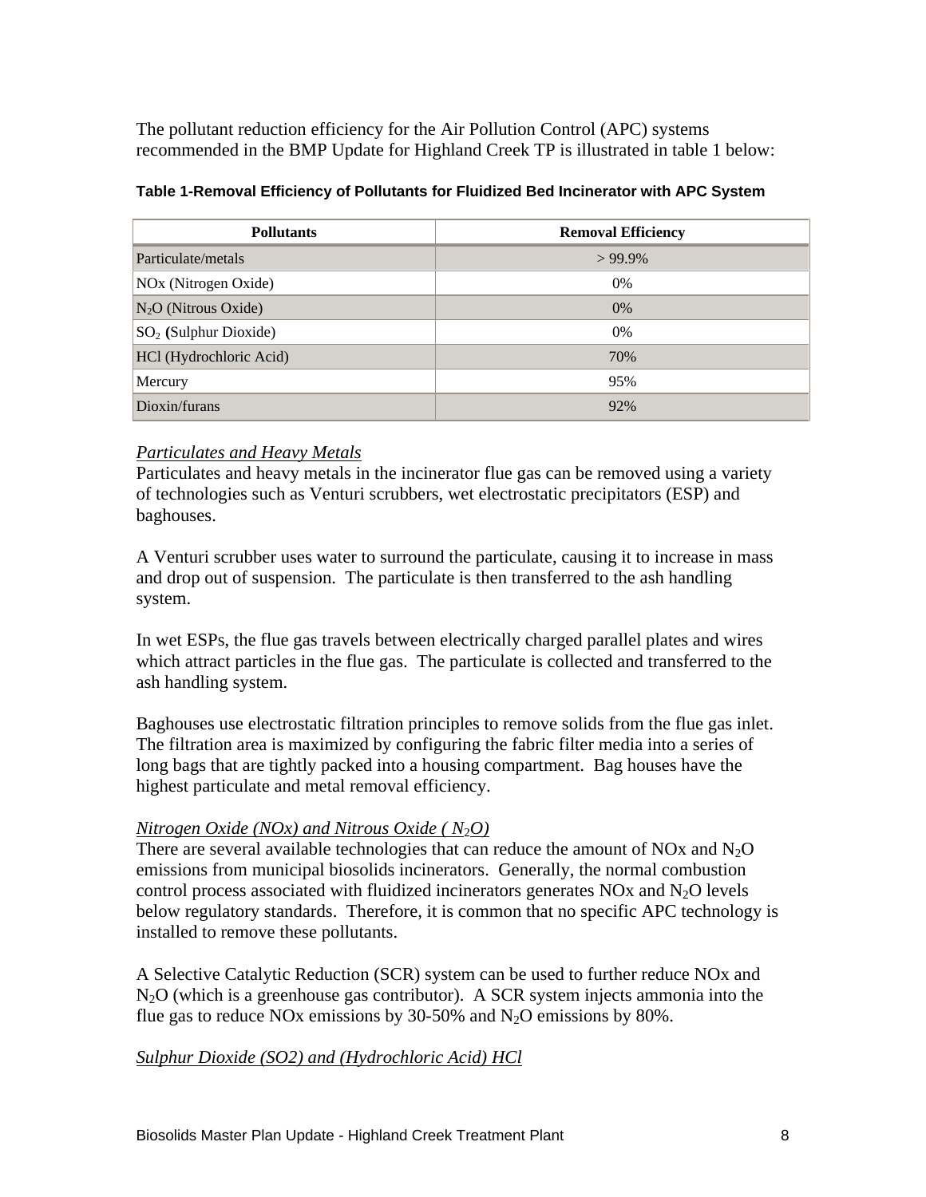The pollutant reduction efficiency for the Air Pollution Control (APC) systems recommended in the BMP Update for Highland Creek TP is illustrated in table 1 below:

**Table 1-Removal Efficiency of Pollutants for Fluidized Bed Incinerator with APC System**

| Pollutants | Removal Efficiency |
|---|---|
| Particulate/metals | > 99.9% |
| NOx (Nitrogen Oxide) | 0% |
| $N_2O$ (Nitrous Oxide) | 0% |
| $SO_2$ **(**Sulphur Dioxide) | 0% |
| HCl (Hydrochloric Acid) | 70% |
| Mercury | 95% |
| Dioxin/furans | 92% |

*Particulates and Heavy Metals*

Particulates and heavy metals in the incinerator flue gas can be removed using a variety of technologies such as Venturi scrubbers, wet electrostatic precipitators (ESP) and baghouses.

A Venturi scrubber uses water to surround the particulate, causing it to increase in mass and drop out of suspension. The particulate is then transferred to the ash handling system.

In wet ESPs, the flue gas travels between electrically charged parallel plates and wires which attract particles in the flue gas. The particulate is collected and transferred to the ash handling system.

Baghouses use electrostatic filtration principles to remove solids from the flue gas inlet. The filtration area is maximized by configuring the fabric filter media into a series of long bags that are tightly packed into a housing compartment. Bag houses have the highest particulate and metal removal efficiency.

*Nitrogen Oxide (NOx) and Nitrous Oxide ( $N_2O$)*

There are several available technologies that can reduce the amount of NOx and $N_2O$ emissions from municipal biosolids incinerators. Generally, the normal combustion control process associated with fluidized incinerators generates NOx and $N_2O$ levels below regulatory standards. Therefore, it is common that no specific APC technology is installed to remove these pollutants.

A Selective Catalytic Reduction (SCR) system can be used to further reduce NOx and $N_2O$ (which is a greenhouse gas contributor). A SCR system injects ammonia into the flue gas to reduce NOx emissions by 30-50% and $N_2O$ emissions by 80%.

*Sulphur Dioxide (SO2) and (Hydrochloric Acid) HCl*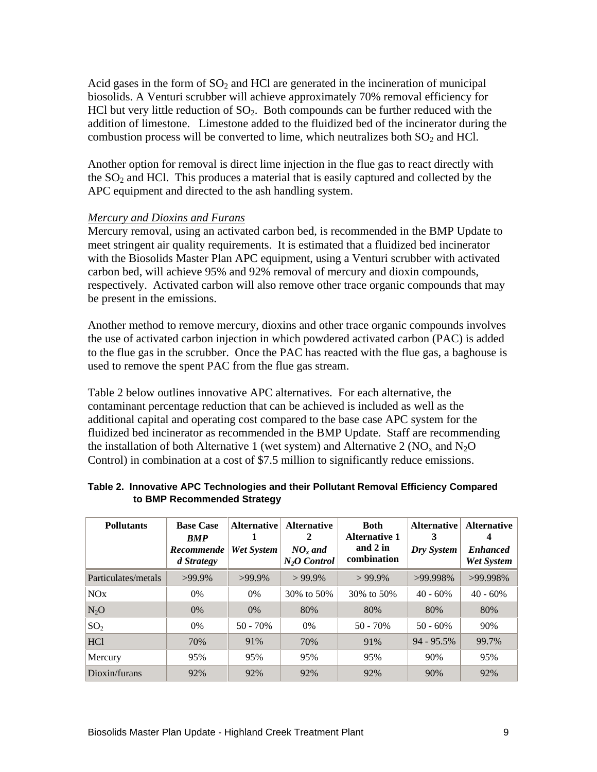Acid gases in the form of $SO_2$ and HCl are generated in the incineration of municipal biosolids. A Venturi scrubber will achieve approximately 70% removal efficiency for HCl but very little reduction of $SO_2$. Both compounds can be further reduced with the addition of limestone. Limestone added to the fluidized bed of the incinerator during the combustion process will be converted to lime, which neutralizes both $SO_2$ and HCl.

Another option for removal is direct lime injection in the flue gas to react directly with the $SO_2$ and HCl. This produces a material that is easily captured and collected by the APC equipment and directed to the ash handling system.

*Mercury and Dioxins and Furans*

Mercury removal, using an activated carbon bed, is recommended in the BMP Update to meet stringent air quality requirements. It is estimated that a fluidized bed incinerator with the Biosolids Master Plan APC equipment, using a Venturi scrubber with activated carbon bed, will achieve 95% and 92% removal of mercury and dioxin compounds, respectively. Activated carbon will also remove other trace organic compounds that may be present in the emissions.

Another method to remove mercury, dioxins and other trace organic compounds involves the use of activated carbon injection in which powdered activated carbon (PAC) is added to the flue gas in the scrubber. Once the PAC has reacted with the flue gas, a baghouse is used to remove the spent PAC from the flue gas stream.

Table 2 below outlines innovative APC alternatives. For each alternative, the contaminant percentage reduction that can be achieved is included as well as the additional capital and operating cost compared to the base case APC system for the fluidized bed incinerator as recommended in the BMP Update. Staff are recommending the installation of both Alternative 1 (wet system) and Alternative 2 ($NO_x$ and $N_2O$ Control) in combination at a cost of $7.5 million to significantly reduce emissions.

**Table 2. Innovative APC Technologies and their Pollutant Removal Efficiency Compared to BMP Recommended Strategy**

| Pollutants | Base Case *BMP Recommended Strategy* | Alternative 1 *Wet System* | Alternative 2 *$NO_x$ and $N_2O$ Control* | Both Alternative 1 and 2 in combination | Alternative 3 *Dry System* | Alternative 4 *Enhanced Wet System* |
|---|---|---|---|---|---|---|
| Particulates/metals | >99.9% | >99.9% | > 99.9% | > 99.9% | >99.998% | >99.998% |
| NOx | 0% | 0% | 30% to 50% | 30% to 50% | 40 - 60% | 40 - 60% |
| $N_2O$ | 0% | 0% | 80% | 80% | 80% | 80% |
| $SO_2$ | 0% | 50 - 70% | 0% | 50 - 70% | 50 - 60% | 90% |
| HCl | 70% | 91% | 70% | 91% | 94 - 95.5% | 99.7% |
| Mercury | 95% | 95% | 95% | 95% | 90% | 95% |
| Dioxin/furans | 92% | 92% | 92% | 92% | 90% | 92% |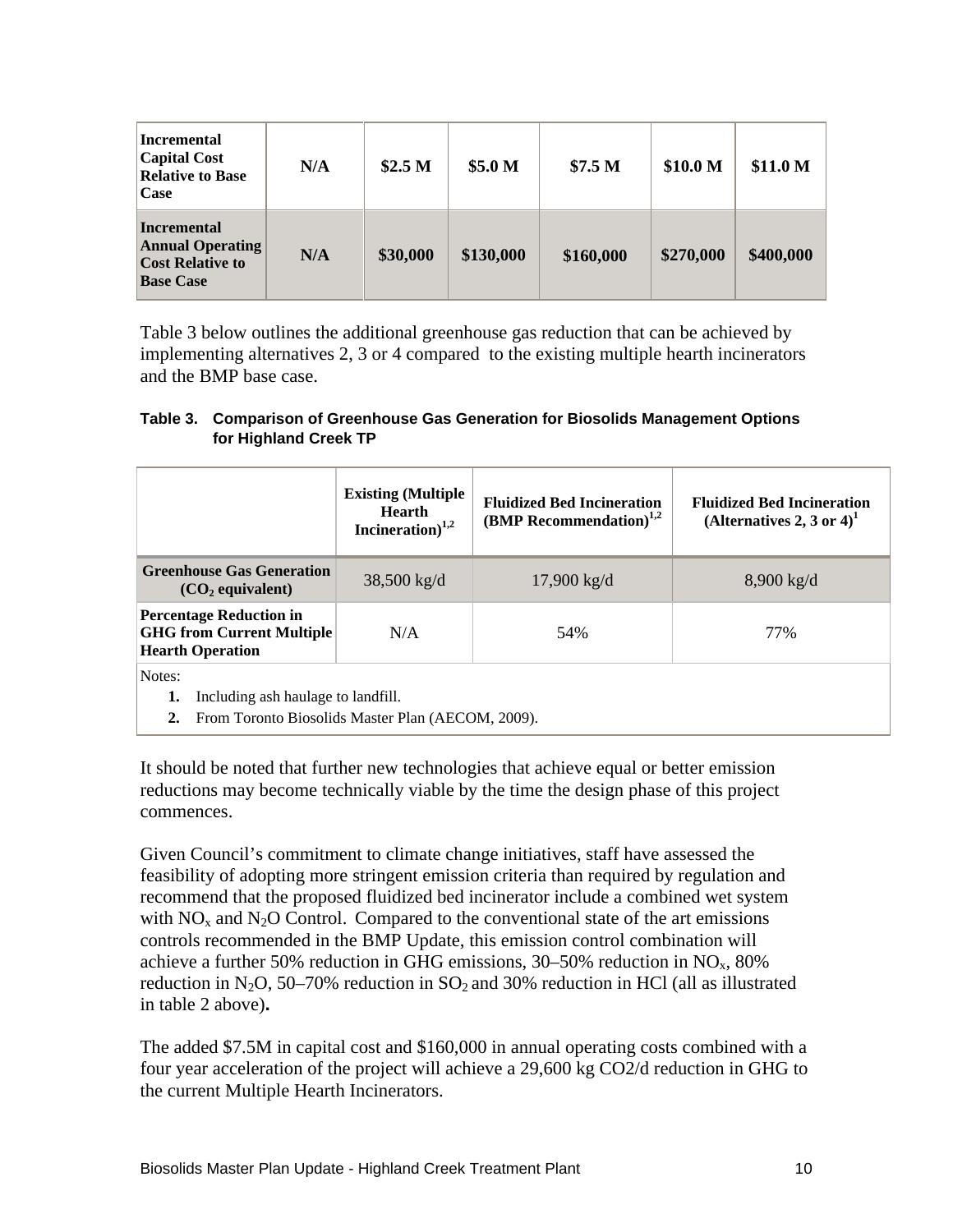| **Incremental Capital Cost Relative to Base Case** | **N/A** | **$2.5 M** | **$5.0 M** | **$7.5 M** | **$10.0 M** | **$11.0 M** |
|---|---|---|---|---|---|---|
| **Incremental Annual Operating Cost Relative to Base Case** | **N/A** | **$30,000** | **$130,000** | **$160,000** | **$270,000** | **$400,000** |

Table 3 below outlines the additional greenhouse gas reduction that can be achieved by implementing alternatives 2, 3 or 4 compared to the existing multiple hearth incinerators and the BMP base case.

**Table 3. Comparison of Greenhouse Gas Generation for Biosolids Management Options for Highland Creek TP**

| | **Existing (Multiple Hearth Incineration)[1,2]** | **Fluidized Bed Incineration (BMP Recommendation)[1,2]** | **Fluidized Bed Incineration (Alternatives 2, 3 or 4)[1]** |
|---|---|---|---|
| **Greenhouse Gas Generation ($CO_2$ equivalent)** | 38,500 kg/d | 17,900 kg/d | 8,900 kg/d |
| **Percentage Reduction in GHG from Current Multiple Hearth Operation** | N/A | 54% | 77% |

Notes:

1. Including ash haulage to landfill.
2. From Toronto Biosolids Master Plan (AECOM, 2009).

It should be noted that further new technologies that achieve equal or better emission reductions may become technically viable by the time the design phase of this project commences.

Given Council's commitment to climate change initiatives, staff have assessed the feasibility of adopting more stringent emission criteria than required by regulation and recommend that the proposed fluidized bed incinerator include a combined wet system with $NO_x$ and $N_2O$ Control. Compared to the conventional state of the art emissions controls recommended in the BMP Update, this emission control combination will achieve a further 50% reduction in GHG emissions, 30–50% reduction in $NO_x$, 80% reduction in $N_2O$, 50–70% reduction in $SO_2$ and 30% reduction in HCl (all as illustrated in table 2 above)**.**

The added $7.5M in capital cost and $160,000 in annual operating costs combined with a four year acceleration of the project will achieve a 29,600 kg CO2/d reduction in GHG to the current Multiple Hearth Incinerators.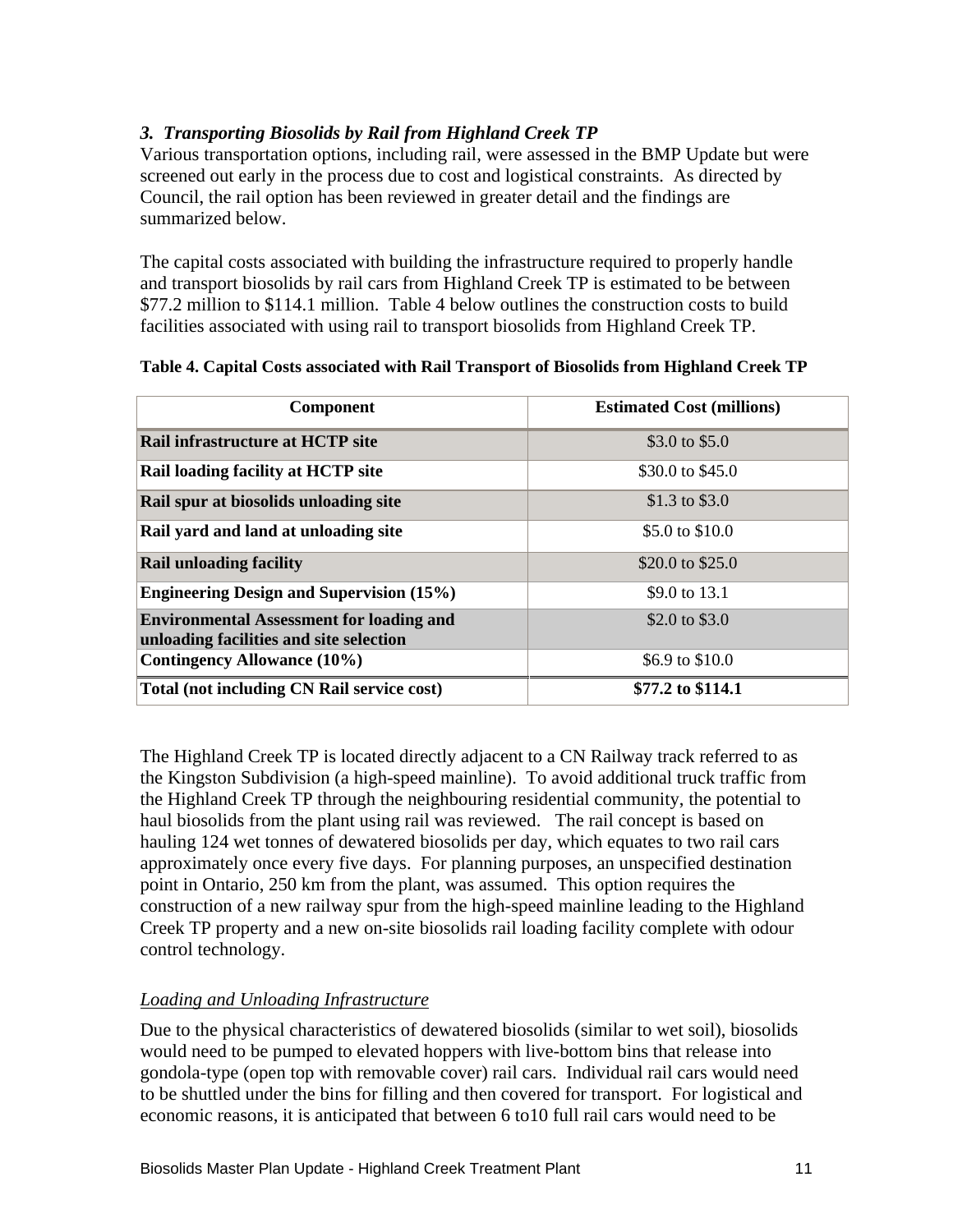### *3. Transporting Biosolids by Rail from Highland Creek TP*

Various transportation options, including rail, were assessed in the BMP Update but were screened out early in the process due to cost and logistical constraints. As directed by Council, the rail option has been reviewed in greater detail and the findings are summarized below.

The capital costs associated with building the infrastructure required to properly handle and transport biosolids by rail cars from Highland Creek TP is estimated to be between $77.2 million to $114.1 million. Table 4 below outlines the construction costs to build facilities associated with using rail to transport biosolids from Highland Creek TP.

**Table 4. Capital Costs associated with Rail Transport of Biosolids from Highland Creek TP**

| Component | Estimated Cost (millions) |
|---|---|
| **Rail infrastructure at HCTP site** | $3.0 to $5.0 |
| **Rail loading facility at HCTP site** | $30.0 to $45.0 |
| **Rail spur at biosolids unloading site** | $1.3 to $3.0 |
| **Rail yard and land at unloading site** | $5.0 to $10.0 |
| **Rail unloading facility** | $20.0 to $25.0 |
| **Engineering Design and Supervision (15%)** | $9.0 to 13.1 |
| **Environmental Assessment for loading and unloading facilities and site selection** | $2.0 to $3.0 |
| **Contingency Allowance (10%)** | $6.9 to $10.0 |
| **Total (not including CN Rail service cost)** | **$77.2 to $114.1** |

The Highland Creek TP is located directly adjacent to a CN Railway track referred to as the Kingston Subdivision (a high-speed mainline). To avoid additional truck traffic from the Highland Creek TP through the neighbouring residential community, the potential to haul biosolids from the plant using rail was reviewed. The rail concept is based on hauling 124 wet tonnes of dewatered biosolids per day, which equates to two rail cars approximately once every five days. For planning purposes, an unspecified destination point in Ontario, 250 km from the plant, was assumed. This option requires the construction of a new railway spur from the high-speed mainline leading to the Highland Creek TP property and a new on-site biosolids rail loading facility complete with odour control technology.

*Loading and Unloading Infrastructure*

Due to the physical characteristics of dewatered biosolids (similar to wet soil), biosolids would need to be pumped to elevated hoppers with live-bottom bins that release into gondola-type (open top with removable cover) rail cars. Individual rail cars would need to be shuttled under the bins for filling and then covered for transport. For logistical and economic reasons, it is anticipated that between 6 to10 full rail cars would need to be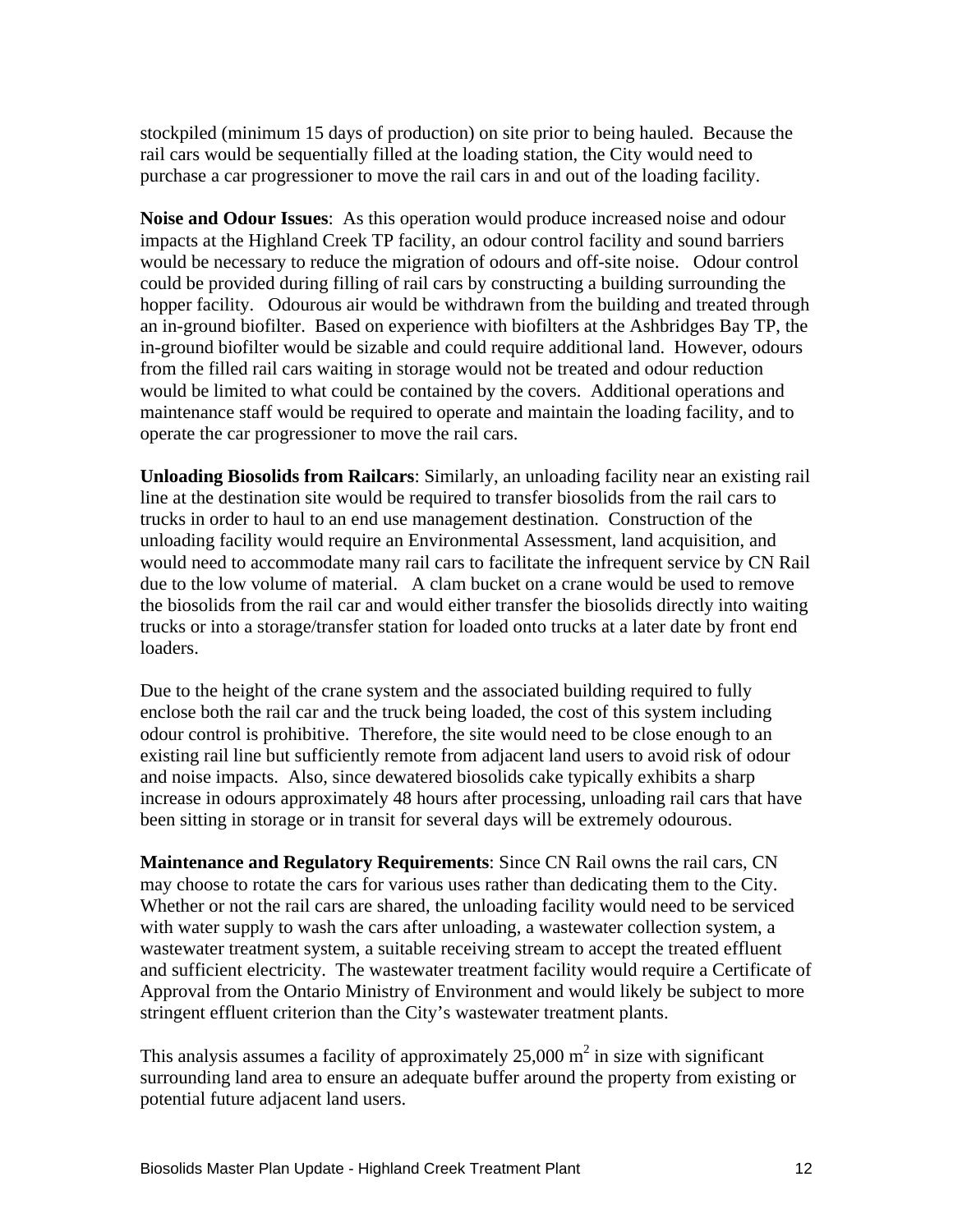stockpiled (minimum 15 days of production) on site prior to being hauled. Because the rail cars would be sequentially filled at the loading station, the City would need to purchase a car progressioner to move the rail cars in and out of the loading facility.

**Noise and Odour Issues**: As this operation would produce increased noise and odour impacts at the Highland Creek TP facility, an odour control facility and sound barriers would be necessary to reduce the migration of odours and off-site noise. Odour control could be provided during filling of rail cars by constructing a building surrounding the hopper facility. Odourous air would be withdrawn from the building and treated through an in-ground biofilter. Based on experience with biofilters at the Ashbridges Bay TP, the in-ground biofilter would be sizable and could require additional land. However, odours from the filled rail cars waiting in storage would not be treated and odour reduction would be limited to what could be contained by the covers. Additional operations and maintenance staff would be required to operate and maintain the loading facility, and to operate the car progressioner to move the rail cars.

**Unloading Biosolids from Railcars**: Similarly, an unloading facility near an existing rail line at the destination site would be required to transfer biosolids from the rail cars to trucks in order to haul to an end use management destination. Construction of the unloading facility would require an Environmental Assessment, land acquisition, and would need to accommodate many rail cars to facilitate the infrequent service by CN Rail due to the low volume of material. A clam bucket on a crane would be used to remove the biosolids from the rail car and would either transfer the biosolids directly into waiting trucks or into a storage/transfer station for loaded onto trucks at a later date by front end loaders.

Due to the height of the crane system and the associated building required to fully enclose both the rail car and the truck being loaded, the cost of this system including odour control is prohibitive. Therefore, the site would need to be close enough to an existing rail line but sufficiently remote from adjacent land users to avoid risk of odour and noise impacts. Also, since dewatered biosolids cake typically exhibits a sharp increase in odours approximately 48 hours after processing, unloading rail cars that have been sitting in storage or in transit for several days will be extremely odourous.

**Maintenance and Regulatory Requirements**: Since CN Rail owns the rail cars, CN may choose to rotate the cars for various uses rather than dedicating them to the City. Whether or not the rail cars are shared, the unloading facility would need to be serviced with water supply to wash the cars after unloading, a wastewater collection system, a wastewater treatment system, a suitable receiving stream to accept the treated effluent and sufficient electricity. The wastewater treatment facility would require a Certificate of Approval from the Ontario Ministry of Environment and would likely be subject to more stringent effluent criterion than the City's wastewater treatment plants.

This analysis assumes a facility of approximately 25,000 $m^2$ in size with significant surrounding land area to ensure an adequate buffer around the property from existing or potential future adjacent land users.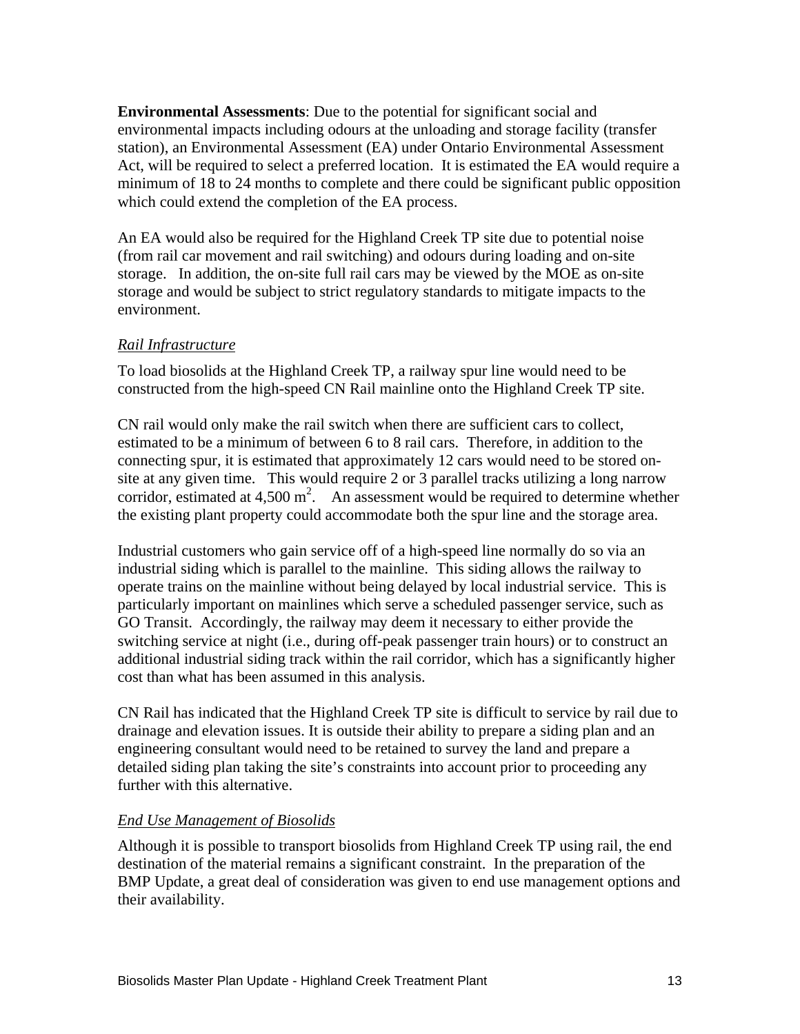**Environmental Assessments**: Due to the potential for significant social and environmental impacts including odours at the unloading and storage facility (transfer station), an Environmental Assessment (EA) under Ontario Environmental Assessment Act, will be required to select a preferred location. It is estimated the EA would require a minimum of 18 to 24 months to complete and there could be significant public opposition which could extend the completion of the EA process.

An EA would also be required for the Highland Creek TP site due to potential noise (from rail car movement and rail switching) and odours during loading and on-site storage. In addition, the on-site full rail cars may be viewed by the MOE as on-site storage and would be subject to strict regulatory standards to mitigate impacts to the environment.

### *Rail Infrastructure*

To load biosolids at the Highland Creek TP, a railway spur line would need to be constructed from the high-speed CN Rail mainline onto the Highland Creek TP site.

CN rail would only make the rail switch when there are sufficient cars to collect, estimated to be a minimum of between 6 to 8 rail cars. Therefore, in addition to the connecting spur, it is estimated that approximately 12 cars would need to be stored on-site at any given time. This would require 2 or 3 parallel tracks utilizing a long narrow corridor, estimated at 4,500 $m^2$. An assessment would be required to determine whether the existing plant property could accommodate both the spur line and the storage area.

Industrial customers who gain service off of a high-speed line normally do so via an industrial siding which is parallel to the mainline. This siding allows the railway to operate trains on the mainline without being delayed by local industrial service. This is particularly important on mainlines which serve a scheduled passenger service, such as GO Transit. Accordingly, the railway may deem it necessary to either provide the switching service at night (i.e., during off-peak passenger train hours) or to construct an additional industrial siding track within the rail corridor, which has a significantly higher cost than what has been assumed in this analysis.

CN Rail has indicated that the Highland Creek TP site is difficult to service by rail due to drainage and elevation issues. It is outside their ability to prepare a siding plan and an engineering consultant would need to be retained to survey the land and prepare a detailed siding plan taking the site's constraints into account prior to proceeding any further with this alternative.

### *End Use Management of Biosolids*

Although it is possible to transport biosolids from Highland Creek TP using rail, the end destination of the material remains a significant constraint. In the preparation of the BMP Update, a great deal of consideration was given to end use management options and their availability.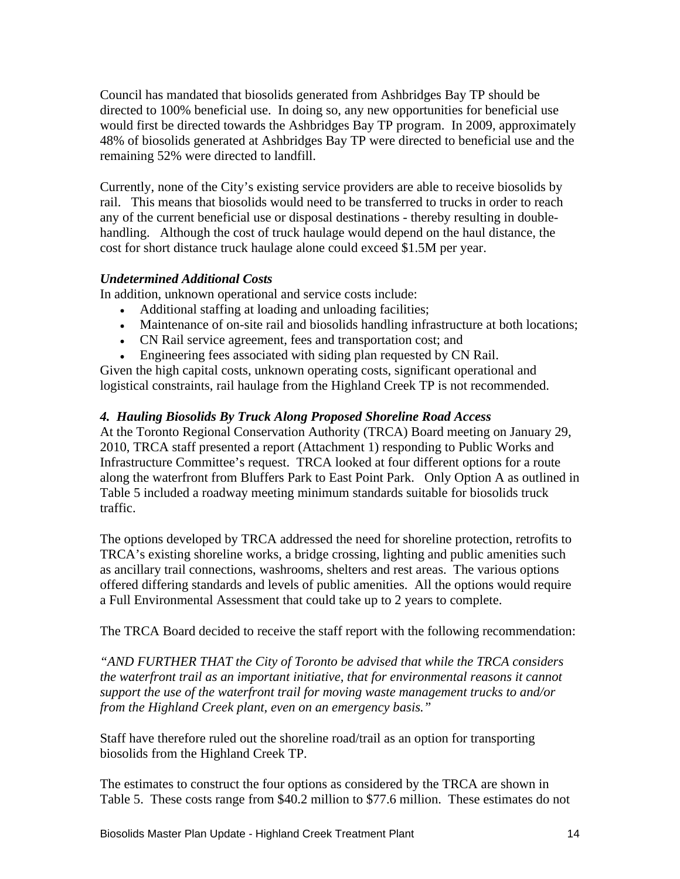Council has mandated that biosolids generated from Ashbridges Bay TP should be directed to 100% beneficial use. In doing so, any new opportunities for beneficial use would first be directed towards the Ashbridges Bay TP program. In 2009, approximately 48% of biosolids generated at Ashbridges Bay TP were directed to beneficial use and the remaining 52% were directed to landfill.

Currently, none of the City's existing service providers are able to receive biosolids by rail. This means that biosolids would need to be transferred to trucks in order to reach any of the current beneficial use or disposal destinations - thereby resulting in double-handling. Although the cost of truck haulage would depend on the haul distance, the cost for short distance truck haulage alone could exceed $1.5M per year.

***Undetermined Additional Costs***

In addition, unknown operational and service costs include:

- Additional staffing at loading and unloading facilities;
- Maintenance of on-site rail and biosolids handling infrastructure at both locations;
- CN Rail service agreement, fees and transportation cost; and
- Engineering fees associated with siding plan requested by CN Rail.

Given the high capital costs, unknown operating costs, significant operational and logistical constraints, rail haulage from the Highland Creek TP is not recommended.

***4. Hauling Biosolids By Truck Along Proposed Shoreline Road Access***

At the Toronto Regional Conservation Authority (TRCA) Board meeting on January 29, 2010, TRCA staff presented a report (Attachment 1) responding to Public Works and Infrastructure Committee's request. TRCA looked at four different options for a route along the waterfront from Bluffers Park to East Point Park. Only Option A as outlined in Table 5 included a roadway meeting minimum standards suitable for biosolids truck traffic.

The options developed by TRCA addressed the need for shoreline protection, retrofits to TRCA's existing shoreline works, a bridge crossing, lighting and public amenities such as ancillary trail connections, washrooms, shelters and rest areas. The various options offered differing standards and levels of public amenities. All the options would require a Full Environmental Assessment that could take up to 2 years to complete.

The TRCA Board decided to receive the staff report with the following recommendation:

*"AND FURTHER THAT the City of Toronto be advised that while the TRCA considers the waterfront trail as an important initiative, that for environmental reasons it cannot support the use of the waterfront trail for moving waste management trucks to and/or from the Highland Creek plant, even on an emergency basis."*

Staff have therefore ruled out the shoreline road/trail as an option for transporting biosolids from the Highland Creek TP.

The estimates to construct the four options as considered by the TRCA are shown in Table 5. These costs range from $40.2 million to $77.6 million. These estimates do not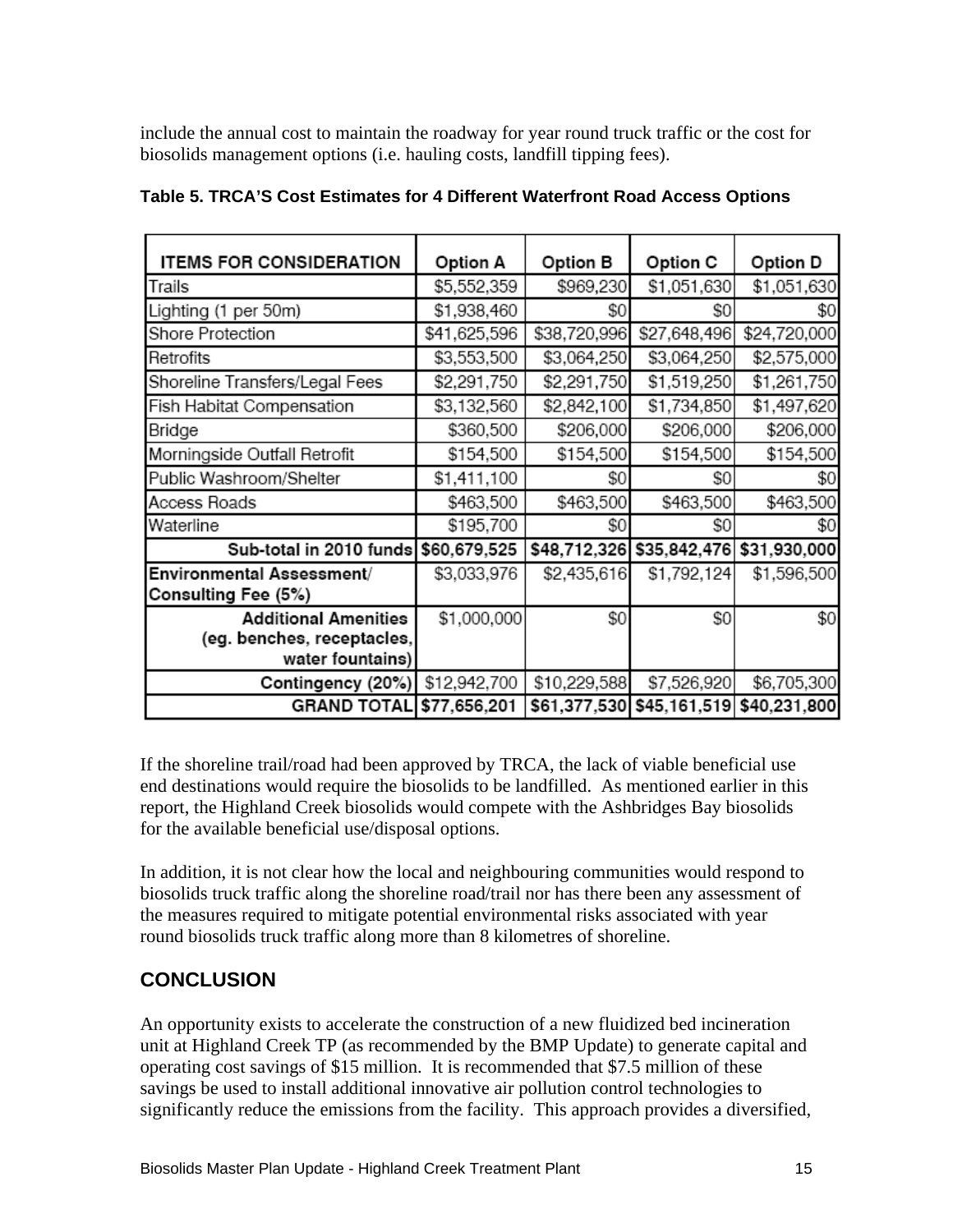include the annual cost to maintain the roadway for year round truck traffic or the cost for biosolids management options (i.e. hauling costs, landfill tipping fees).

**Table 5. TRCA'S Cost Estimates for 4 Different Waterfront Road Access Options**

| ITEMS FOR CONSIDERATION | Option A | Option B | Option C | Option D |
|---|---|---|---|---|
| Trails | $5,552,359 | $969,230 | $1,051,630 | $1,051,630 |
| Lighting (1 per 50m) | $1,938,460 | $0 | $0 | $0 |
| Shore Protection | $41,625,596 | $38,720,996 | $27,648,496 | $24,720,000 |
| Retrofits | $3,553,500 | $3,064,250 | $3,064,250 | $2,575,000 |
| Shoreline Transfers/Legal Fees | $2,291,750 | $2,291,750 | $1,519,250 | $1,261,750 |
| Fish Habitat Compensation | $3,132,560 | $2,842,100 | $1,734,850 | $1,497,620 |
| Bridge | $360,500 | $206,000 | $206,000 | $206,000 |
| Morningside Outfall Retrofit | $154,500 | $154,500 | $154,500 | $154,500 |
| Public Washroom/Shelter | $1,411,100 | $0 | $0 | $0 |
| Access Roads | $463,500 | $463,500 | $463,500 | $463,500 |
| Waterline | $195,700 | $0 | $0 | $0 |
| **Sub-total in 2010 funds** | **$60,679,525** | **$48,712,326** | **$35,842,476** | **$31,930,000** |
| **Environmental Assessment/ Consulting Fee (5%)** | $3,033,976 | $2,435,616 | $1,792,124 | $1,596,500 |
| **Additional Amenities (eg. benches, receptacles, water fountains)** | $1,000,000 | $0 | $0 | $0 |
| **Contingency (20%)** | $12,942,700 | $10,229,588 | $7,526,920 | $6,705,300 |
| **GRAND TOTAL** | **$77,656,201** | **$61,377,530** | **$45,161,519** | **$40,231,800** |

If the shoreline trail/road had been approved by TRCA, the lack of viable beneficial use end destinations would require the biosolids to be landfilled. As mentioned earlier in this report, the Highland Creek biosolids would compete with the Ashbridges Bay biosolids for the available beneficial use/disposal options.

In addition, it is not clear how the local and neighbouring communities would respond to biosolids truck traffic along the shoreline road/trail nor has there been any assessment of the measures required to mitigate potential environmental risks associated with year round biosolids truck traffic along more than 8 kilometres of shoreline.

## CONCLUSION

An opportunity exists to accelerate the construction of a new fluidized bed incineration unit at Highland Creek TP (as recommended by the BMP Update) to generate capital and operating cost savings of $15 million. It is recommended that $7.5 million of these savings be used to install additional innovative air pollution control technologies to significantly reduce the emissions from the facility. This approach provides a diversified,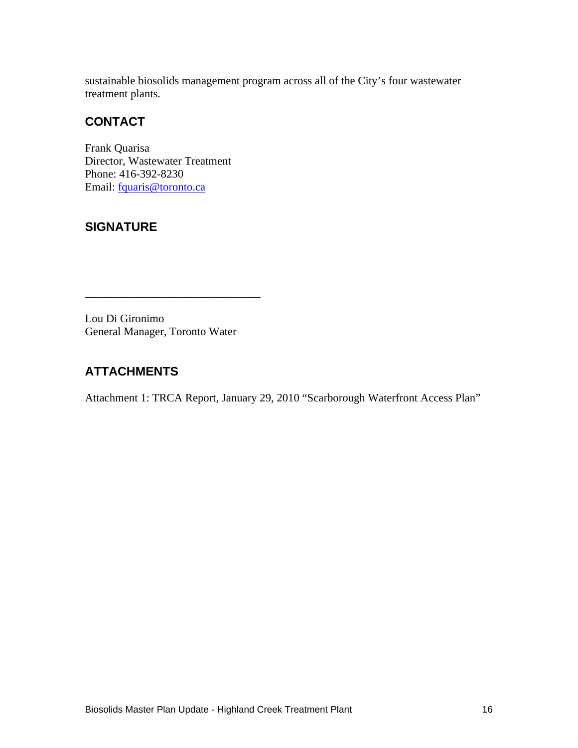sustainable biosolids management program across all of the City's four wastewater treatment plants.

## CONTACT

Frank Quarisa
Director, Wastewater Treatment
Phone: 416-392-8230
Email: fquaris@toronto.ca

## SIGNATURE

_______________________________

Lou Di Gironimo
General Manager, Toronto Water

## ATTACHMENTS

Attachment 1: TRCA Report, January 29, 2010 "Scarborough Waterfront Access Plan"